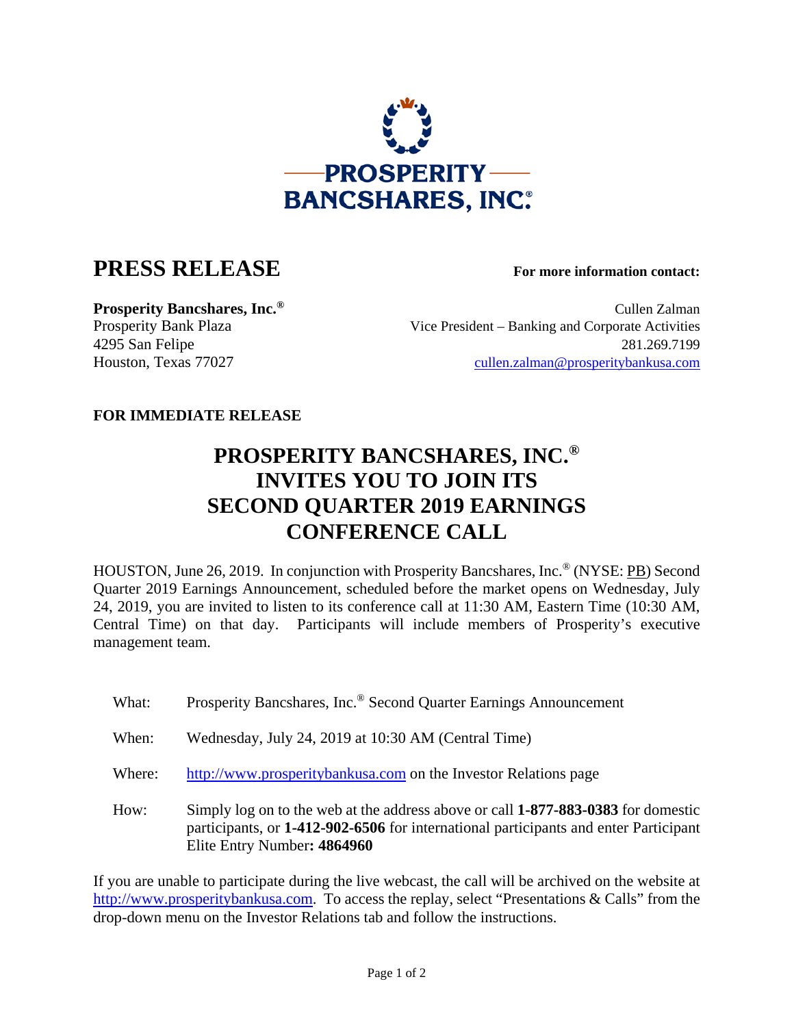PROSPERITY BANCSHARES, INC.®

# PRESS RELEASE

**For more information contact:**

**Prosperity Bancshares, Inc.®**
Prosperity Bank Plaza
4295 San Felipe
Houston, Texas 77027

Cullen Zalman
Vice President – Banking and Corporate Activities
281.269.7199
cullen.zalman@prosperitybankusa.com

**FOR IMMEDIATE RELEASE**

## PROSPERITY BANCSHARES, INC.® INVITES YOU TO JOIN ITS SECOND QUARTER 2019 EARNINGS CONFERENCE CALL

HOUSTON, June 26, 2019. In conjunction with Prosperity Bancshares, Inc.® (NYSE: PB) Second Quarter 2019 Earnings Announcement, scheduled before the market opens on Wednesday, July 24, 2019, you are invited to listen to its conference call at 11:30 AM, Eastern Time (10:30 AM, Central Time) on that day. Participants will include members of Prosperity's executive management team.

What: Prosperity Bancshares, Inc.® Second Quarter Earnings Announcement

When: Wednesday, July 24, 2019 at 10:30 AM (Central Time)

Where: http://www.prosperitybankusa.com on the Investor Relations page

How: Simply log on to the web at the address above or call **1-877-883-0383** for domestic participants, or **1-412-902-6506** for international participants and enter Participant Elite Entry Number**: 4864960**

If you are unable to participate during the live webcast, the call will be archived on the website at http://www.prosperitybankusa.com. To access the replay, select "Presentations & Calls" from the drop-down menu on the Investor Relations tab and follow the instructions.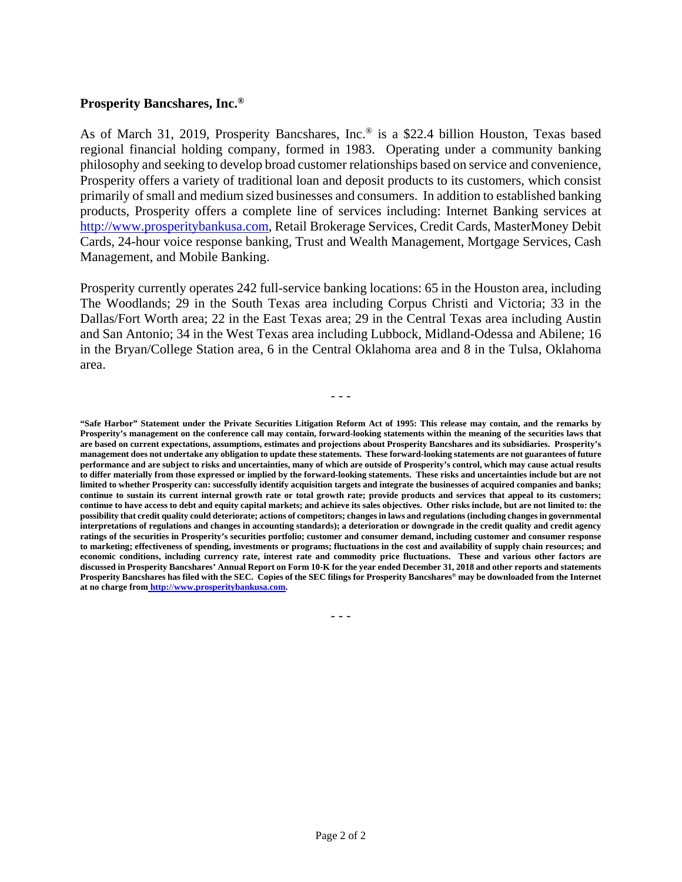**Prosperity Bancshares, Inc.®**

As of March 31, 2019, Prosperity Bancshares, Inc.® is a $22.4 billion Houston, Texas based regional financial holding company, formed in 1983. Operating under a community banking philosophy and seeking to develop broad customer relationships based on service and convenience, Prosperity offers a variety of traditional loan and deposit products to its customers, which consist primarily of small and medium sized businesses and consumers. In addition to established banking products, Prosperity offers a complete line of services including: Internet Banking services at http://www.prosperitybankusa.com, Retail Brokerage Services, Credit Cards, MasterMoney Debit Cards, 24-hour voice response banking, Trust and Wealth Management, Mortgage Services, Cash Management, and Mobile Banking.

Prosperity currently operates 242 full-service banking locations: 65 in the Houston area, including The Woodlands; 29 in the South Texas area including Corpus Christi and Victoria; 33 in the Dallas/Fort Worth area; 22 in the East Texas area; 29 in the Central Texas area including Austin and San Antonio; 34 in the West Texas area including Lubbock, Midland-Odessa and Abilene; 16 in the Bryan/College Station area, 6 in the Central Oklahoma area and 8 in the Tulsa, Oklahoma area.

- - -

**"Safe Harbor" Statement under the Private Securities Litigation Reform Act of 1995: This release may contain, and the remarks by Prosperity's management on the conference call may contain, forward-looking statements within the meaning of the securities laws that are based on current expectations, assumptions, estimates and projections about Prosperity Bancshares and its subsidiaries. Prosperity's management does not undertake any obligation to update these statements. These forward-looking statements are not guarantees of future performance and are subject to risks and uncertainties, many of which are outside of Prosperity's control, which may cause actual results to differ materially from those expressed or implied by the forward-looking statements. These risks and uncertainties include but are not limited to whether Prosperity can: successfully identify acquisition targets and integrate the businesses of acquired companies and banks; continue to sustain its current internal growth rate or total growth rate; provide products and services that appeal to its customers; continue to have access to debt and equity capital markets; and achieve its sales objectives. Other risks include, but are not limited to: the possibility that credit quality could deteriorate; actions of competitors; changes in laws and regulations (including changes in governmental interpretations of regulations and changes in accounting standards); a deterioration or downgrade in the credit quality and credit agency ratings of the securities in Prosperity's securities portfolio; customer and consumer demand, including customer and consumer response to marketing; effectiveness of spending, investments or programs; fluctuations in the cost and availability of supply chain resources; and economic conditions, including currency rate, interest rate and commodity price fluctuations. These and various other factors are discussed in Prosperity Bancshares' Annual Report on Form 10-K for the year ended December 31, 2018 and other reports and statements Prosperity Bancshares has filed with the SEC. Copies of the SEC filings for Prosperity Bancshares® may be downloaded from the Internet at no charge from http://www.prosperitybankusa.com.**

- - -